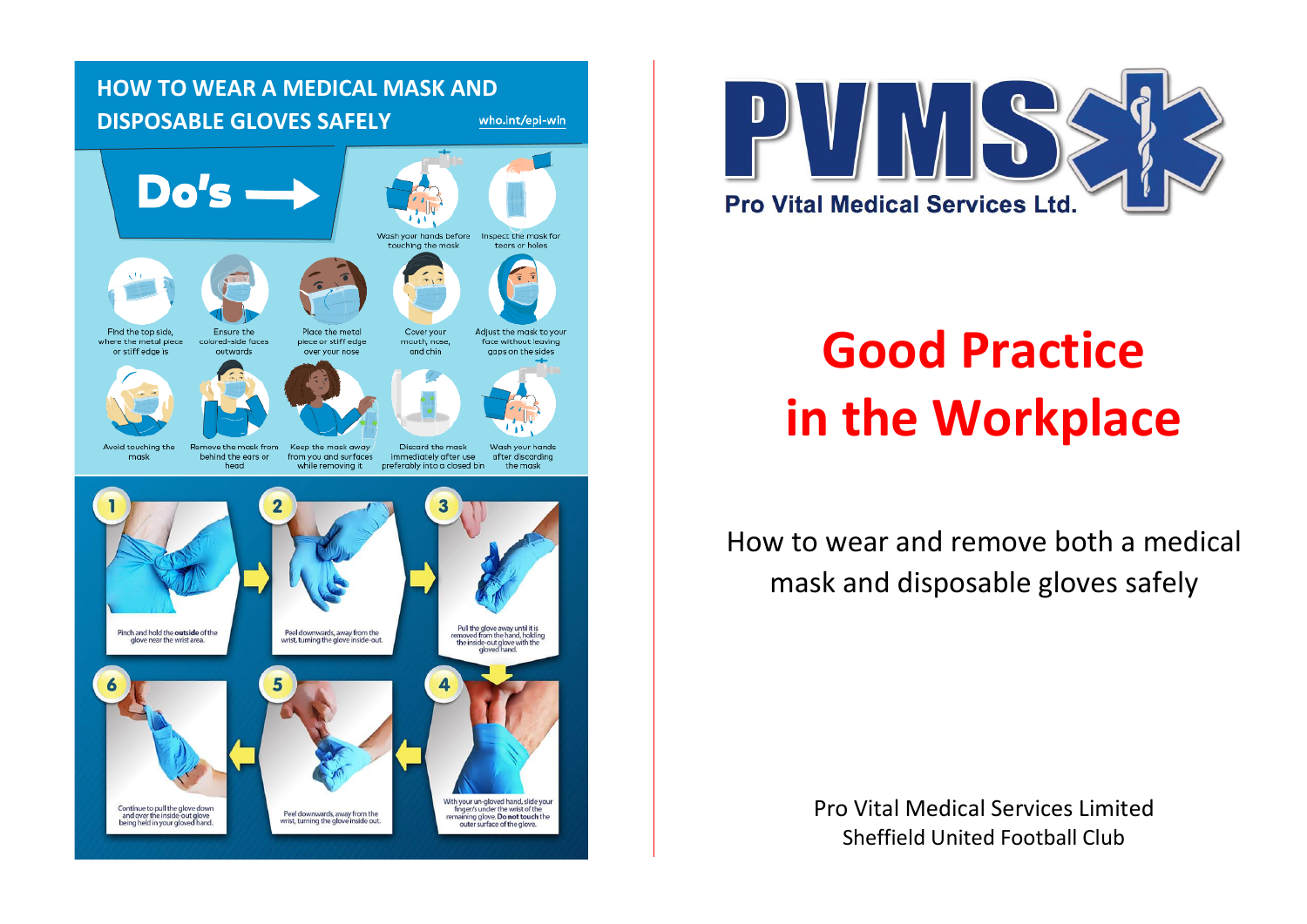## HOW TO WEAR A MEDICAL MASK AND DISPOSABLE GLOVES SAFELY

who.int/epi-win

### Do's →

- Wash your hands before touching the mask
- Inspect the mask for tears or holes
- Find the top side, where the metal piece or stiff edge is
- Ensure the colored-side faces outwards
- Place the metal piece or stiff edge over your nose
- Cover your mouth, nose, and chin
- Adjust the mask to your face without leaving gaps on the sides
- Avoid touching the mask
- Remove the mask from behind the ears or head
- Keep the mask away from you and surfaces while removing it
- Discard the mask immediately after use preferably into a closed bin
- Wash your hands after discarding the mask

1. Pinch and hold the **outside** of the glove near the wrist area.
2. Peel downwards, away from the wrist, turning the glove inside-out.
3. Pull the glove away until it is removed from the hand, holding the inside-out glove with the gloved hand.
4. With your un-gloved hand, slide your finger/s under the wrist of the remaining glove. **Do not touch** the outer surface of the glove.
5. Peel downwards, away from the wrist, turning the glove inside out.
6. Continue to pull the glove down and over the inside-out glove being held in your gloved hand.

**PVMS**

**Pro Vital Medical Services Ltd.**

# Good Practice in the Workplace

How to wear and remove both a medical mask and disposable gloves safely

Pro Vital Medical Services Limited
Sheffield United Football Club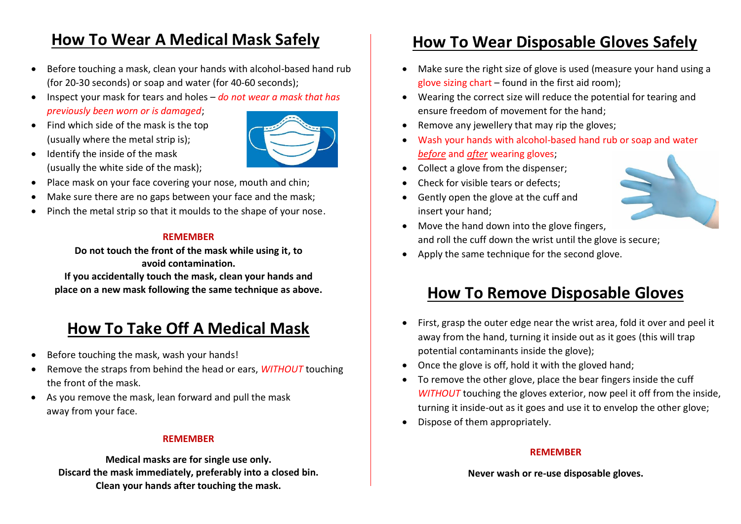# How To Wear A Medical Mask Safely

- Before touching a mask, clean your hands with alcohol-based hand rub (for 20-30 seconds) or soap and water (for 40-60 seconds);
- Inspect your mask for tears and holes – *do not wear a mask that has previously been worn or is damaged*;
- Find which side of the mask is the top (usually where the metal strip is);
- Identify the inside of the mask (usually the white side of the mask);
- Place mask on your face covering your nose, mouth and chin;
- Make sure there are no gaps between your face and the mask;
- Pinch the metal strip so that it moulds to the shape of your nose.

**REMEMBER**

**Do not touch the front of the mask while using it, to avoid contamination.**
**If you accidentally touch the mask, clean your hands and place on a new mask following the same technique as above.**

# How To Take Off A Medical Mask

- Before touching the mask, wash your hands!
- Remove the straps from behind the head or ears, *WITHOUT* touching the front of the mask.
- As you remove the mask, lean forward and pull the mask away from your face.

**REMEMBER**

**Medical masks are for single use only.**
**Discard the mask immediately, preferably into a closed bin.**
**Clean your hands after touching the mask.**

# How To Wear Disposable Gloves Safely

- Make sure the right size of glove is used (measure your hand using a glove sizing chart – found in the first aid room);
- Wearing the correct size will reduce the potential for tearing and ensure freedom of movement for the hand;
- Remove any jewellery that may rip the gloves;
- Wash your hands with alcohol-based hand rub or soap and water *before* and *after* wearing gloves;
- Collect a glove from the dispenser;
- Check for visible tears or defects;
- Gently open the glove at the cuff and insert your hand;
- Move the hand down into the glove fingers, and roll the cuff down the wrist until the glove is secure;
- Apply the same technique for the second glove.

# How To Remove Disposable Gloves

- First, grasp the outer edge near the wrist area, fold it over and peel it away from the hand, turning it inside out as it goes (this will trap potential contaminants inside the glove);
- Once the glove is off, hold it with the gloved hand;
- To remove the other glove, place the bear fingers inside the cuff *WITHOUT* touching the gloves exterior, now peel it off from the inside, turning it inside-out as it goes and use it to envelop the other glove;
- Dispose of them appropriately.

**REMEMBER**

**Never wash or re-use disposable gloves.**